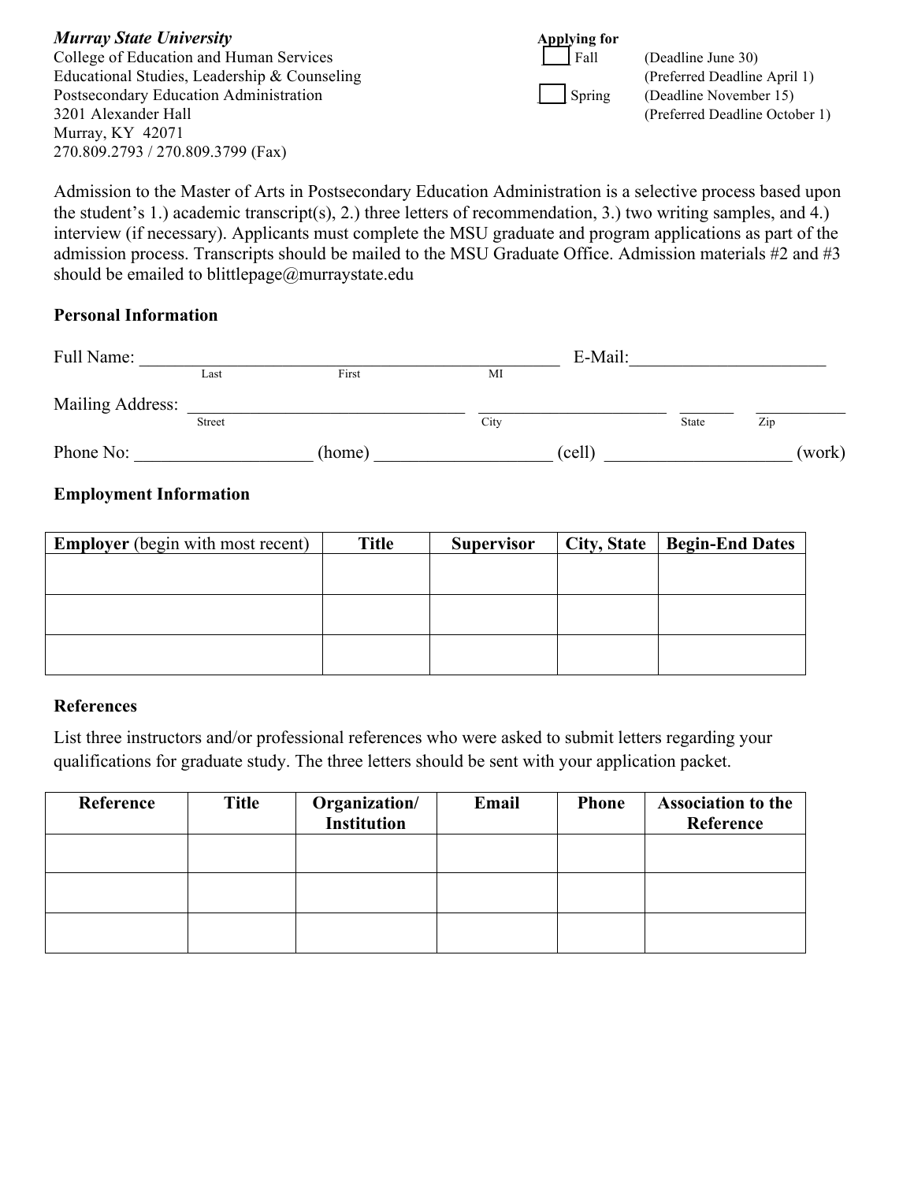***Murray State University***
College of Education and Human Services
Educational Studies, Leadership & Counseling
Postsecondary Education Administration
3201 Alexander Hall
Murray, KY 42071
270.809.2793 / 270.809.3799 (Fax)

**Applying for**

☐ Fall (Deadline June 30)
(Preferred Deadline April 1)

☐ Spring (Deadline November 15)
(Preferred Deadline October 1)

Admission to the Master of Arts in Postsecondary Education Administration is a selective process based upon the student's 1.) academic transcript(s), 2.) three letters of recommendation, 3.) two writing samples, and 4.) interview (if necessary). Applicants must complete the MSU graduate and program applications as part of the admission process. Transcripts should be mailed to the MSU Graduate Office. Admission materials #2 and #3 should be emailed to blittlepage@murraystate.edu

**Personal Information**

Full Name: ______________________________________________ E-Mail:_____________________
Last First MI

Mailing Address: ______________________________ ____________________ ______ __________
Street City State Zip

Phone No: ___________________ (home) ___________________ (cell) ____________________ (work)

**Employment Information**

| **Employer** (begin with most recent) | **Title** | **Supervisor** | **City, State** | **Begin-End Dates** |
|---|---|---|---|---|
| | | | | |
| | | | | |
| | | | | |

**References**

List three instructors and/or professional references who were asked to submit letters regarding your qualifications for graduate study. The three letters should be sent with your application packet.

| **Reference** | **Title** | **Organization/ Institution** | **Email** | **Phone** | **Association to the Reference** |
|---|---|---|---|---|---|
| | | | | | |
| | | | | | |
| | | | | | |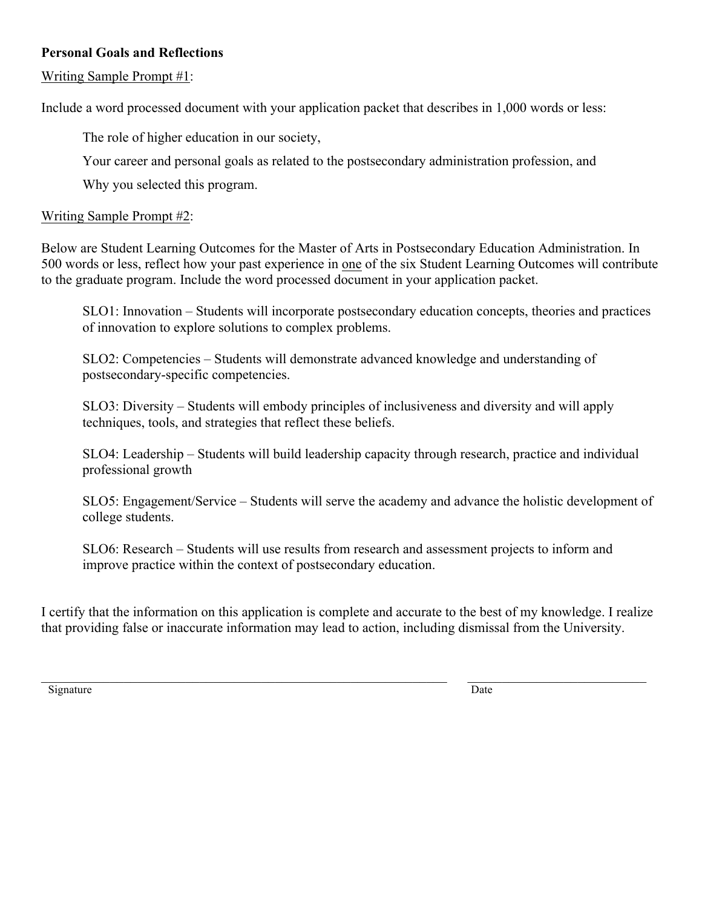**Personal Goals and Reflections**

<u>Writing Sample Prompt #1</u>:

Include a word processed document with your application packet that describes in 1,000 words or less:

The role of higher education in our society,

Your career and personal goals as related to the postsecondary administration profession, and

Why you selected this program.

<u>Writing Sample Prompt #2</u>:

Below are Student Learning Outcomes for the Master of Arts in Postsecondary Education Administration. In 500 words or less, reflect how your past experience in <u>one</u> of the six Student Learning Outcomes will contribute to the graduate program. Include the word processed document in your application packet.

SLO1: Innovation – Students will incorporate postsecondary education concepts, theories and practices of innovation to explore solutions to complex problems.

SLO2: Competencies – Students will demonstrate advanced knowledge and understanding of postsecondary-specific competencies.

SLO3: Diversity – Students will embody principles of inclusiveness and diversity and will apply techniques, tools, and strategies that reflect these beliefs.

SLO4: Leadership – Students will build leadership capacity through research, practice and individual professional growth

SLO5: Engagement/Service – Students will serve the academy and advance the holistic development of college students.

SLO6: Research – Students will use results from research and assessment projects to inform and improve practice within the context of postsecondary education.

I certify that the information on this application is complete and accurate to the best of my knowledge. I realize that providing false or inaccurate information may lead to action, including dismissal from the University.

_______________________________________________ ______________________

Signature Date